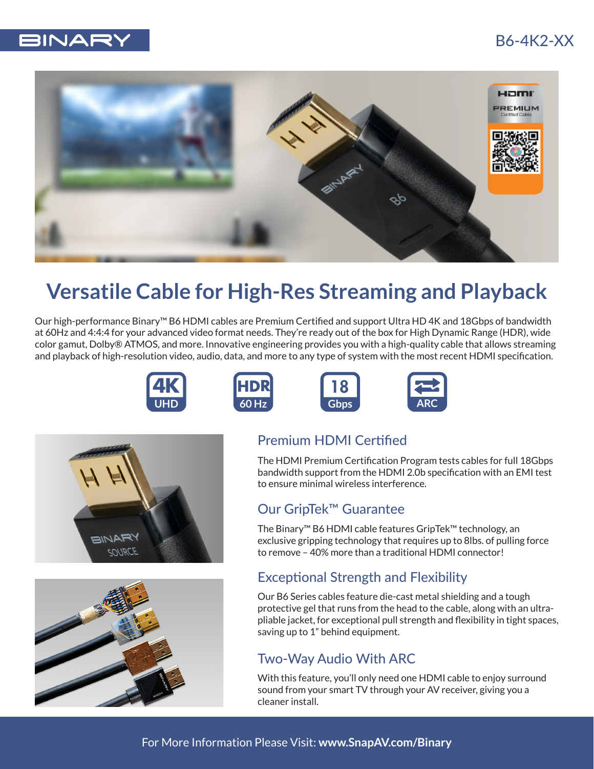BINARY

B6-4K2-XX

# Versatile Cable for High-Res Streaming and Playback

Our high-performance Binary™ B6 HDMI cables are Premium Certified and support Ultra HD 4K and 18Gbps of bandwidth at 60Hz and 4:4:4 for your advanced video format needs. They're ready out of the box for High Dynamic Range (HDR), wide color gamut, Dolby® ATMOS, and more. Innovative engineering provides you with a high-quality cable that allows streaming and playback of high-resolution video, audio, data, and more to any type of system with the most recent HDMI specification.

4K UHD | HDR 60 Hz | 18 Gbps | ARC

## Premium HDMI Certified

The HDMI Premium Certification Program tests cables for full 18Gbps bandwidth support from the HDMI 2.0b specification with an EMI test to ensure minimal wireless interference.

## Our GripTek™ Guarantee

The Binary™ B6 HDMI cable features GripTek™ technology, an exclusive gripping technology that requires up to 8lbs. of pulling force to remove – 40% more than a traditional HDMI connector!

## Exceptional Strength and Flexibility

Our B6 Series cables feature die-cast metal shielding and a tough protective gel that runs from the head to the cable, along with an ultra-pliable jacket, for exceptional pull strength and flexibility in tight spaces, saving up to 1" behind equipment.

## Two-Way Audio With ARC

With this feature, you'll only need one HDMI cable to enjoy surround sound from your smart TV through your AV receiver, giving you a cleaner install.

For More Information Please Visit: **www.SnapAV.com/Binary**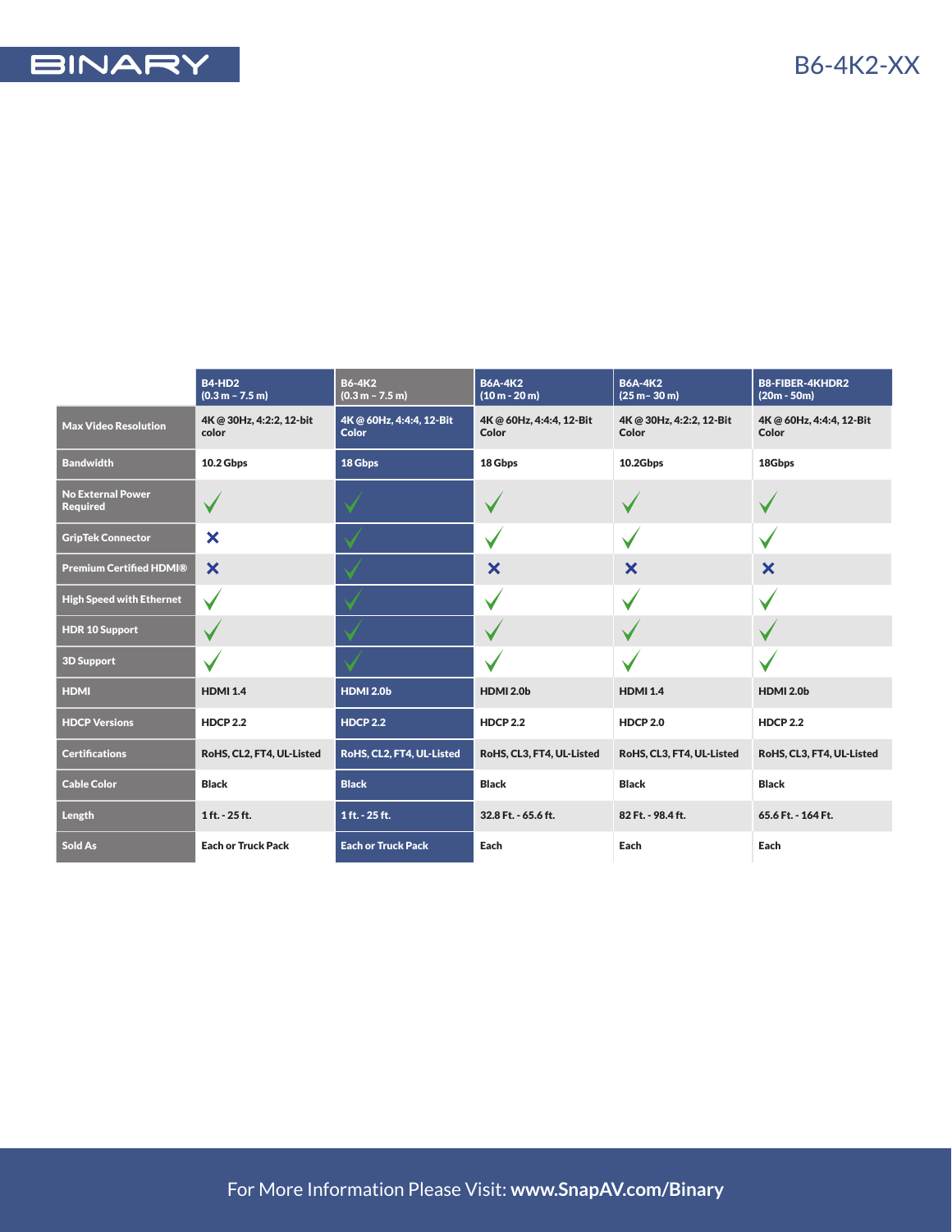| | B4-HD2 (0.3 m – 7.5 m) | B6-4K2 (0.3 m – 7.5 m) | B6A-4K2 (10 m - 20 m) | B6A-4K2 (25 m– 30 m) | B8-FIBER-4KHDR2 (20m - 50m) |
|---|---|---|---|---|---|
| Max Video Resolution | 4K @ 30Hz, 4:2:2, 12-bit color | 4K @ 60Hz, 4:4:4, 12-Bit Color | 4K @ 60Hz, 4:4:4, 12-Bit Color | 4K @ 30Hz, 4:2:2, 12-Bit Color | 4K @ 60Hz, 4:4:4, 12-Bit Color |
| Bandwidth | 10.2 Gbps | 18 Gbps | 18 Gbps | 10.2Gbps | 18Gbps |
| No External Power Required | ✓ | ✓ | ✓ | ✓ | ✓ |
| GripTek Connector | ✗ | ✓ | ✓ | ✓ | ✓ |
| Premium Certified HDMI® | ✗ | ✓ | ✗ | ✗ | ✗ |
| High Speed with Ethernet | ✓ | ✓ | ✓ | ✓ | ✓ |
| HDR 10 Support | ✓ | ✓ | ✓ | ✓ | ✓ |
| 3D Support | ✓ | ✓ | ✓ | ✓ | ✓ |
| HDMI | HDMI 1.4 | HDMI 2.0b | HDMI 2.0b | HDMI 1.4 | HDMI 2.0b |
| HDCP Versions | HDCP 2.2 | HDCP 2.2 | HDCP 2.2 | HDCP 2.0 | HDCP 2.2 |
| Certifications | RoHS, CL2, FT4, UL-Listed | RoHS, CL2, FT4, UL-Listed | RoHS, CL3, FT4, UL-Listed | RoHS, CL3, FT4, UL-Listed | RoHS, CL3, FT4, UL-Listed |
| Cable Color | Black | Black | Black | Black | Black |
| Length | 1 ft. - 25 ft. | 1 ft. - 25 ft. | 32.8 Ft. - 65.6 ft. | 82 Ft. - 98.4 ft. | 65.6 Ft. - 164 Ft. |
| Sold As | Each or Truck Pack | Each or Truck Pack | Each | Each | Each |

For More Information Please Visit: **www.SnapAV.com/Binary**